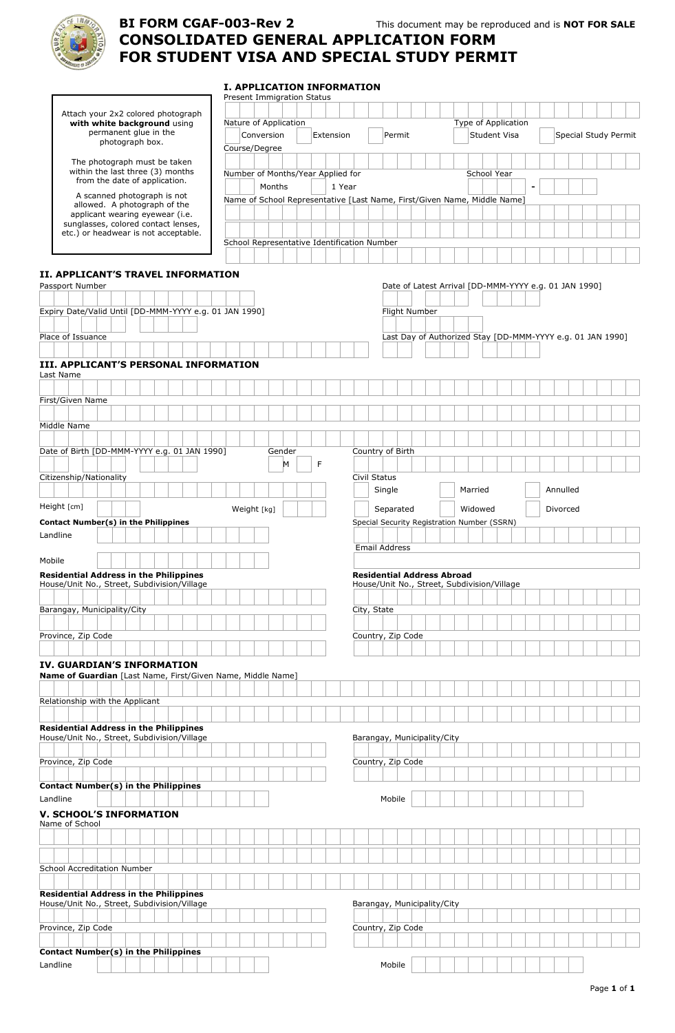# BI FORM CGAF-003-Rev 2

This document may be reproduced and is **NOT FOR SALE**

# CONSOLIDATED GENERAL APPLICATION FORM FOR STUDENT VISA AND SPECIAL STUDY PERMIT

Attach your 2x2 colored photograph **with white background** using permanent glue in the photograph box.

The photograph must be taken within the last three (3) months from the date of application.

A scanned photograph is not allowed. A photograph of the applicant wearing eyewear (i.e. sunglasses, colored contact lenses, etc.) or headwear is not acceptable.

## I. APPLICATION INFORMATION

Present Immigration Status

Nature of Application

- ☐ Conversion
- ☐ Extension
- ☐ Permit

Type of Application

- ☐ Student Visa
- ☐ Special Study Permit

Course/Degree

Number of Months/Year Applied for

- ☐ Months
- ☐ 1 Year

School Year ____ - ____

Name of School Representative [Last Name, First/Given Name, Middle Name]

School Representative Identification Number

## II. APPLICANT'S TRAVEL INFORMATION

Passport Number

Date of Latest Arrival [DD-MMM-YYYY e.g. 01 JAN 1990]

Expiry Date/Valid Until [DD-MMM-YYYY e.g. 01 JAN 1990]

Flight Number

Place of Issuance

Last Day of Authorized Stay [DD-MMM-YYYY e.g. 01 JAN 1990]

## III. APPLICANT'S PERSONAL INFORMATION

Last Name

First/Given Name

Middle Name

Date of Birth [DD-MMM-YYYY e.g. 01 JAN 1990]

Gender

- ☐ M
- ☐ F

Country of Birth

Citizenship/Nationality

Civil Status

- ☐ Single
- ☐ Married
- ☐ Annulled
- ☐ Separated
- ☐ Widowed
- ☐ Divorced

Height [cm]

Weight [kg]

**Contact Number(s) in the Philippines**

Landline

Mobile

Special Security Registration Number (SSRN)

Email Address

**Residential Address in the Philippines**

House/Unit No., Street, Subdivision/Village

Barangay, Municipality/City

Province, Zip Code

**Residential Address Abroad**

House/Unit No., Street, Subdivision/Village

City, State

Country, Zip Code

## IV. GUARDIAN'S INFORMATION

**Name of Guardian** [Last Name, First/Given Name, Middle Name]

Relationship with the Applicant

**Residential Address in the Philippines**

House/Unit No., Street, Subdivision/Village

Barangay, Municipality/City

Province, Zip Code

Country, Zip Code

**Contact Number(s) in the Philippines**

Landline

Mobile

## V. SCHOOL'S INFORMATION

Name of School

School Accreditation Number

**Residential Address in the Philippines**

House/Unit No., Street, Subdivision/Village

Barangay, Municipality/City

Province, Zip Code

Country, Zip Code

**Contact Number(s) in the Philippines**

Landline

Mobile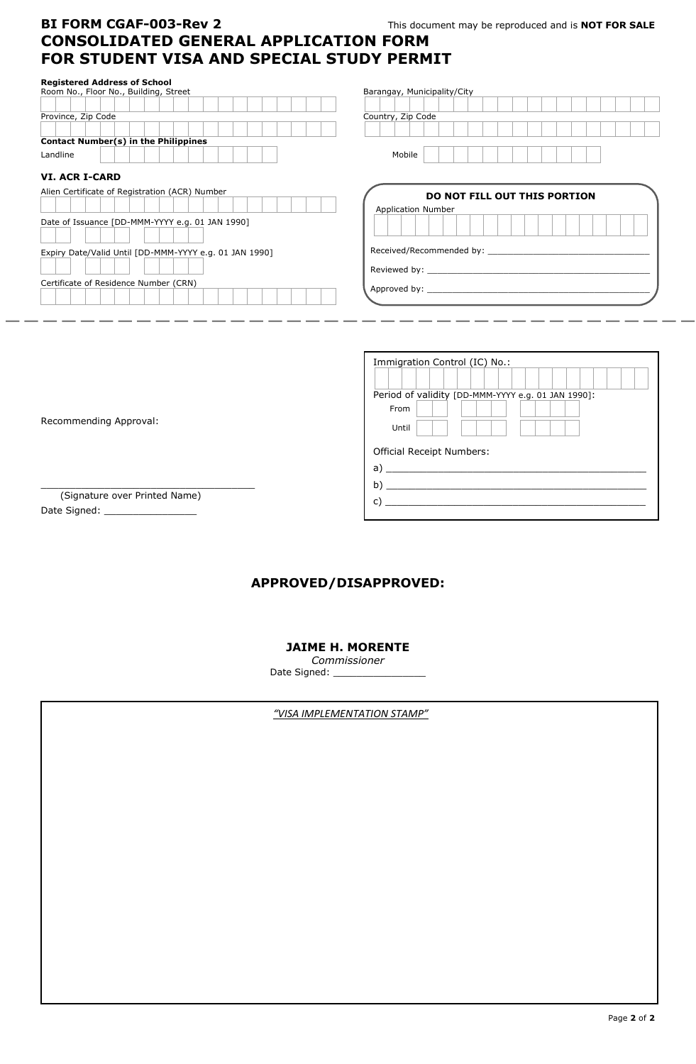**BI FORM CGAF-003-Rev 2**

This document may be reproduced and is **NOT FOR SALE**

# CONSOLIDATED GENERAL APPLICATION FORM FOR STUDENT VISA AND SPECIAL STUDY PERMIT

**Registered Address of School**

Room No., Floor No., Building, Street

Barangay, Municipality/City

Province, Zip Code

Country, Zip Code

**Contact Number(s) in the Philippines**

Landline

Mobile

### VI. ACR I-CARD

Alien Certificate of Registration (ACR) Number

Date of Issuance [DD-MMM-YYYY e.g. 01 JAN 1990]

Expiry Date/Valid Until [DD-MMM-YYYY e.g. 01 JAN 1990]

Certificate of Residence Number (CRN)

**DO NOT FILL OUT THIS PORTION**

Application Number

Received/Recommended by: ______________________________

Reviewed by: ______________________________

Approved by: ______________________________

---

Recommending Approval:

______________________________

(Signature over Printed Name)

Date Signed: ________________

Immigration Control (IC) No.:

Period of validity [DD-MMM-YYYY e.g. 01 JAN 1990]:

From

Until

Official Receipt Numbers:

a) ______________________________

b) ______________________________

c) ______________________________

## APPROVED/DISAPPROVED:

**JAIME H. MORENTE**

*Commissioner*

Date Signed: ________________

*"VISA IMPLEMENTATION STAMP"*